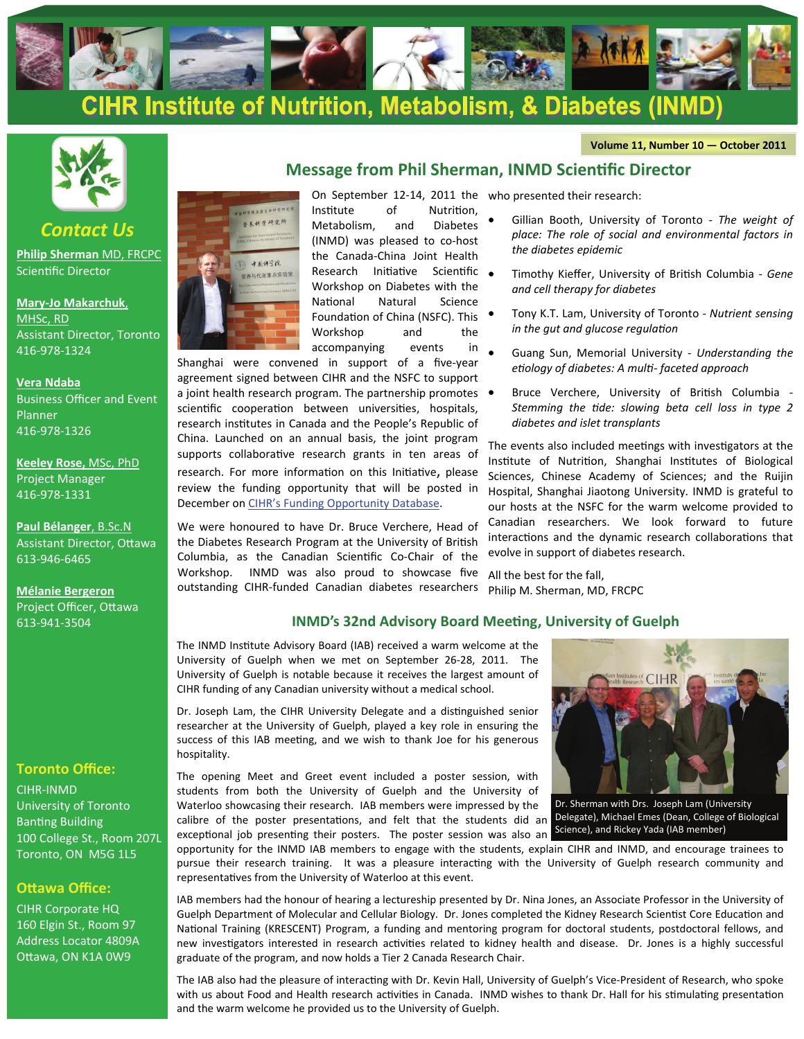# CIHR Institute of Nutrition, Metabolism, & Diabetes (INMD)

Volume 11, Number 10 — October 2011

## Message from Phil Sherman, INMD Scientific Director

On September 12-14, 2011 the Institute of Nutrition, Metabolism, and Diabetes (INMD) was pleased to co-host the Canada-China Joint Health Research Initiative Scientific Workshop on Diabetes with the National Natural Science Foundation of China (NSFC). This Workshop and the accompanying events in Shanghai were convened in support of a five-year agreement signed between CIHR and the NSFC to support a joint health research program. The partnership promotes scientific cooperation between universities, hospitals, research institutes in Canada and the People's Republic of China. Launched on an annual basis, the joint program supports collaborative research grants in ten areas of research. For more information on this Initiative, please review the funding opportunity that will be posted in December on CIHR's Funding Opportunity Database.

We were honoured to have Dr. Bruce Verchere, Head of the Diabetes Research Program at the University of British Columbia, as the Canadian Scientific Co-Chair of the Workshop. INMD was also proud to showcase five outstanding CIHR-funded Canadian diabetes researchers who presented their research:

- Gillian Booth, University of Toronto - *The weight of place: The role of social and environmental factors in the diabetes epidemic*
- Timothy Kieffer, University of British Columbia - *Gene and cell therapy for diabetes*
- Tony K.T. Lam, University of Toronto - *Nutrient sensing in the gut and glucose regulation*
- Guang Sun, Memorial University - *Understanding the etiology of diabetes: A multi- faceted approach*
- Bruce Verchere, University of British Columbia - *Stemming the tide: slowing beta cell loss in type 2 diabetes and islet transplants*

The events also included meetings with investigators at the Institute of Nutrition, Shanghai Institutes of Biological Sciences, Chinese Academy of Sciences; and the Ruijin Hospital, Shanghai Jiaotong University. INMD is grateful to our hosts at the NSFC for the warm welcome provided to Canadian researchers. We look forward to future interactions and the dynamic research collaborations that evolve in support of diabetes research.

All the best for the fall,
Philip M. Sherman, MD, FRCPC

## INMD's 32nd Advisory Board Meeting, University of Guelph

The INMD Institute Advisory Board (IAB) received a warm welcome at the University of Guelph when we met on September 26-28, 2011. The University of Guelph is notable because it receives the largest amount of CIHR funding of any Canadian university without a medical school.

Dr. Joseph Lam, the CIHR University Delegate and a distinguished senior researcher at the University of Guelph, played a key role in ensuring the success of this IAB meeting, and we wish to thank Joe for his generous hospitality.

The opening Meet and Greet event included a poster session, with students from both the University of Guelph and the University of Waterloo showcasing their research. IAB members were impressed by the calibre of the poster presentations, and felt that the students did an exceptional job presenting their posters. The poster session was also an opportunity for the INMD IAB members to engage with the students, explain CIHR and INMD, and encourage trainees to pursue their research training. It was a pleasure interacting with the University of Guelph research community and representatives from the University of Waterloo at this event.

Dr. Sherman with Drs. Joseph Lam (University Delegate), Michael Emes (Dean, College of Biological Science), and Rickey Yada (IAB member)

IAB members had the honour of hearing a lectureship presented by Dr. Nina Jones, an Associate Professor in the University of Guelph Department of Molecular and Cellular Biology. Dr. Jones completed the Kidney Research Scientist Core Education and National Training (KRESCENT) Program, a funding and mentoring program for doctoral students, postdoctoral fellows, and new investigators interested in research activities related to kidney health and disease. Dr. Jones is a highly successful graduate of the program, and now holds a Tier 2 Canada Research Chair.

The IAB also had the pleasure of interacting with Dr. Kevin Hall, University of Guelph's Vice-President of Research, who spoke with us about Food and Health research activities in Canada. INMD wishes to thank Dr. Hall for his stimulating presentation and the warm welcome he provided us to the University of Guelph.

### Contact Us

**Philip Sherman** MD, FRCPC
Scientific Director

**Mary-Jo Makarchuk,** MHSc, RD
Assistant Director, Toronto
416-978-1324

**Vera Ndaba**
Business Officer and Event Planner
416-978-1326

**Keeley Rose,** MSc, PhD
Project Manager
416-978-1331

**Paul Bélanger**, B.Sc.N
Assistant Director, Ottawa
613-946-6465

**Mélanie Bergeron**
Project Officer, Ottawa
613-941-3504

### Toronto Office:

CIHR-INMD
University of Toronto
Banting Building
100 College St., Room 207L
Toronto, ON M5G 1L5

### Ottawa Office:

CIHR Corporate HQ
160 Elgin St., Room 97
Address Locator 4809A
Ottawa, ON K1A 0W9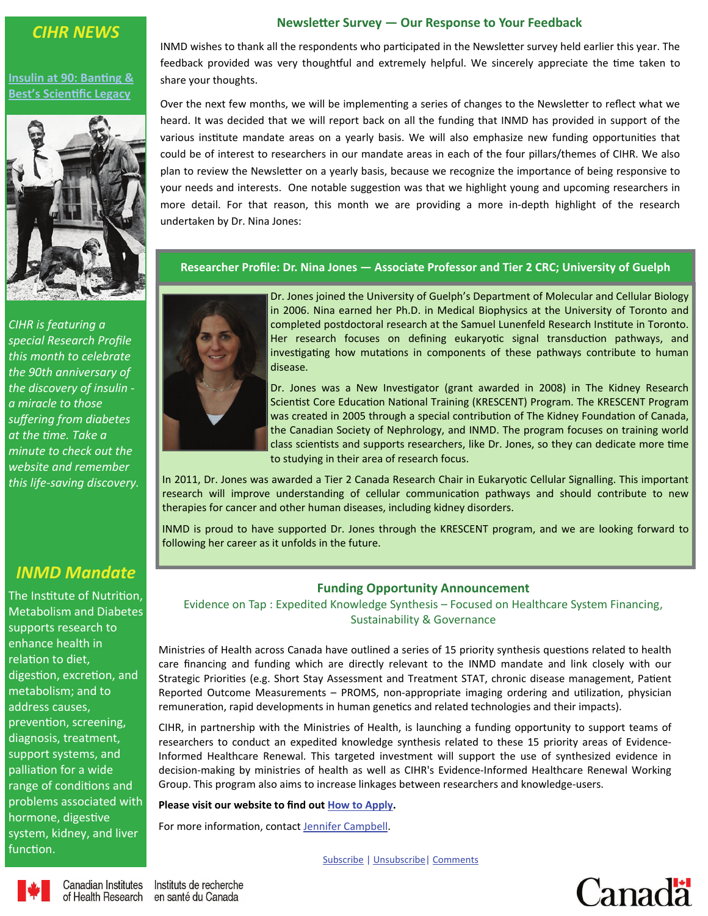## CIHR NEWS

**Insulin at 90: Banting & Best's Scientific Legacy**

*CIHR is featuring a special Research Profile this month to celebrate the 90th anniversary of the discovery of insulin - a miracle to those suffering from diabetes at the time. Take a minute to check out the website and remember this life-saving discovery.*

## INMD Mandate

The Institute of Nutrition, Metabolism and Diabetes supports research to enhance health in relation to diet, digestion, excretion, and metabolism; and to address causes, prevention, screening, diagnosis, treatment, support systems, and palliation for a wide range of conditions and problems associated with hormone, digestive system, kidney, and liver function.

## Newsletter Survey — Our Response to Your Feedback

INMD wishes to thank all the respondents who participated in the Newsletter survey held earlier this year. The feedback provided was very thoughtful and extremely helpful. We sincerely appreciate the time taken to share your thoughts.

Over the next few months, we will be implementing a series of changes to the Newsletter to reflect what we heard. It was decided that we will report back on all the funding that INMD has provided in support of the various institute mandate areas on a yearly basis. We will also emphasize new funding opportunities that could be of interest to researchers in our mandate areas in each of the four pillars/themes of CIHR. We also plan to review the Newsletter on a yearly basis, because we recognize the importance of being responsive to your needs and interests. One notable suggestion was that we highlight young and upcoming researchers in more detail. For that reason, this month we are providing a more in-depth highlight of the research undertaken by Dr. Nina Jones:

### Researcher Profile: Dr. Nina Jones — Associate Professor and Tier 2 CRC; University of Guelph

Dr. Jones joined the University of Guelph's Department of Molecular and Cellular Biology in 2006. Nina earned her Ph.D. in Medical Biophysics at the University of Toronto and completed postdoctoral research at the Samuel Lunenfeld Research Institute in Toronto. Her research focuses on defining eukaryotic signal transduction pathways, and investigating how mutations in components of these pathways contribute to human disease.

Dr. Jones was a New Investigator (grant awarded in 2008) in The Kidney Research Scientist Core Education National Training (KRESCENT) Program. The KRESCENT Program was created in 2005 through a special contribution of The Kidney Foundation of Canada, the Canadian Society of Nephrology, and INMD. The program focuses on training world class scientists and supports researchers, like Dr. Jones, so they can dedicate more time to studying in their area of research focus.

In 2011, Dr. Jones was awarded a Tier 2 Canada Research Chair in Eukaryotic Cellular Signalling. This important research will improve understanding of cellular communication pathways and should contribute to new therapies for cancer and other human diseases, including kidney disorders.

INMD is proud to have supported Dr. Jones through the KRESCENT program, and we are looking forward to following her career as it unfolds in the future.

### Funding Opportunity Announcement

Evidence on Tap : Expedited Knowledge Synthesis – Focused on Healthcare System Financing, Sustainability & Governance

Ministries of Health across Canada have outlined a series of 15 priority synthesis questions related to health care financing and funding which are directly relevant to the INMD mandate and link closely with our Strategic Priorities (e.g. Short Stay Assessment and Treatment STAT, chronic disease management, Patient Reported Outcome Measurements – PROMS, non-appropriate imaging ordering and utilization, physician remuneration, rapid developments in human genetics and related technologies and their impacts).

CIHR, in partnership with the Ministries of Health, is launching a funding opportunity to support teams of researchers to conduct an expedited knowledge synthesis related to these 15 priority areas of Evidence-Informed Healthcare Renewal. This targeted investment will support the use of synthesized evidence in decision-making by ministries of health as well as CIHR's Evidence-Informed Healthcare Renewal Working Group. This program also aims to increase linkages between researchers and knowledge-users.

**Please visit our website to find out How to Apply.**

For more information, contact Jennifer Campbell.

Subscribe | Unsubscribe | Comments

Canadian Institutes of Health Research  Instituts de recherche en santé du Canada

Canada